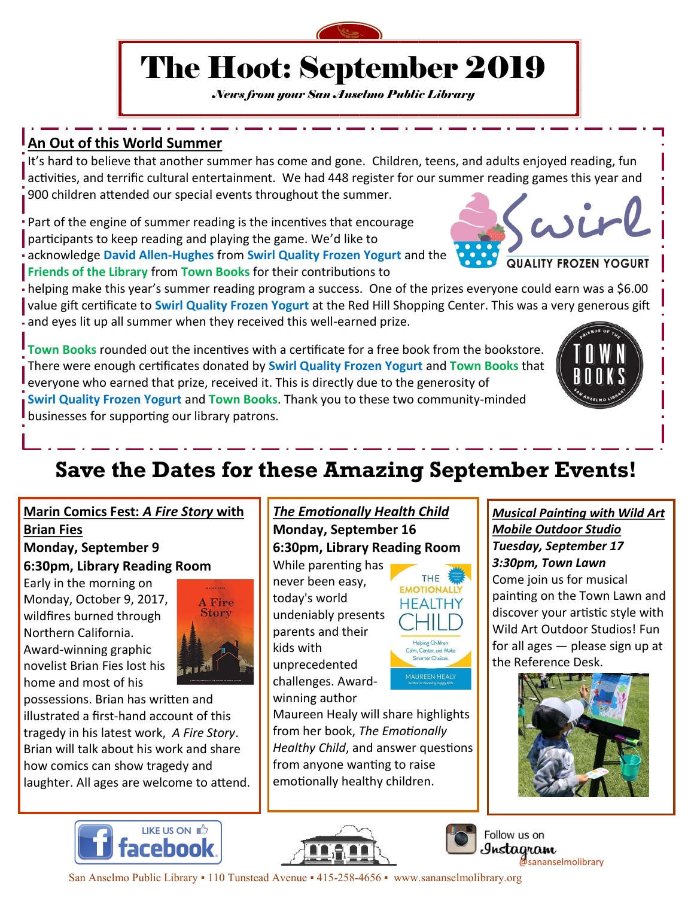# The Hoot: September 2019

*News from your San Anselmo Public Library*

## An Out of this World Summer

It's hard to believe that another summer has come and gone. Children, teens, and adults enjoyed reading, fun activities, and terrific cultural entertainment. We had 448 register for our summer reading games this year and 900 children attended our special events throughout the summer.

Part of the engine of summer reading is the incentives that encourage participants to keep reading and playing the game. We'd like to acknowledge **David Allen-Hughes** from **Swirl Quality Frozen Yogurt** and the **Friends of the Library** from **Town Books** for their contributions to helping make this year's summer reading program a success. One of the prizes everyone could earn was a $6.00 value gift certificate to **Swirl Quality Frozen Yogurt** at the Red Hill Shopping Center. This was a very generous gift and eyes lit up all summer when they received this well-earned prize.

**Town Books** rounded out the incentives with a certificate for a free book from the bookstore. There were enough certificates donated by **Swirl Quality Frozen Yogurt** and **Town Books** that everyone who earned that prize, received it. This is directly due to the generosity of **Swirl Quality Frozen Yogurt** and **Town Books**. Thank you to these two community-minded businesses for supporting our library patrons.

## Save the Dates for these Amazing September Events!

### Marin Comics Fest: *A Fire Story* with Brian Fies

**Monday, September 9**
**6:30pm, Library Reading Room**

Early in the morning on Monday, October 9, 2017, wildfires burned through Northern California. Award-winning graphic novelist Brian Fies lost his home and most of his possessions. Brian has written and illustrated a first-hand account of this tragedy in his latest work, *A Fire Story*. Brian will talk about his work and share how comics can show tragedy and laughter. All ages are welcome to attend.

### *The Emotionally Health Child*

**Monday, September 16**
**6:30pm, Library Reading Room**

While parenting has never been easy, today's world undeniably presents parents and their kids with unprecedented challenges. Award-winning author Maureen Healy will share highlights from her book, *The Emotionally Healthy Child*, and answer questions from anyone wanting to raise emotionally healthy children.

### *Musical Painting with Wild Art Mobile Outdoor Studio*

***Tuesday, September 17***
***3:30pm, Town Lawn***

Come join us for musical painting on the Town Lawn and discover your artistic style with Wild Art Outdoor Studios! Fun for all ages — please sign up at the Reference Desk.

LIKE US ON facebook

Follow us on Instagram @sananselmolibrary

San Anselmo Public Library ▪ 110 Tunstead Avenue ▪ 415-258-4656 ▪ www.sananselmolibrary.org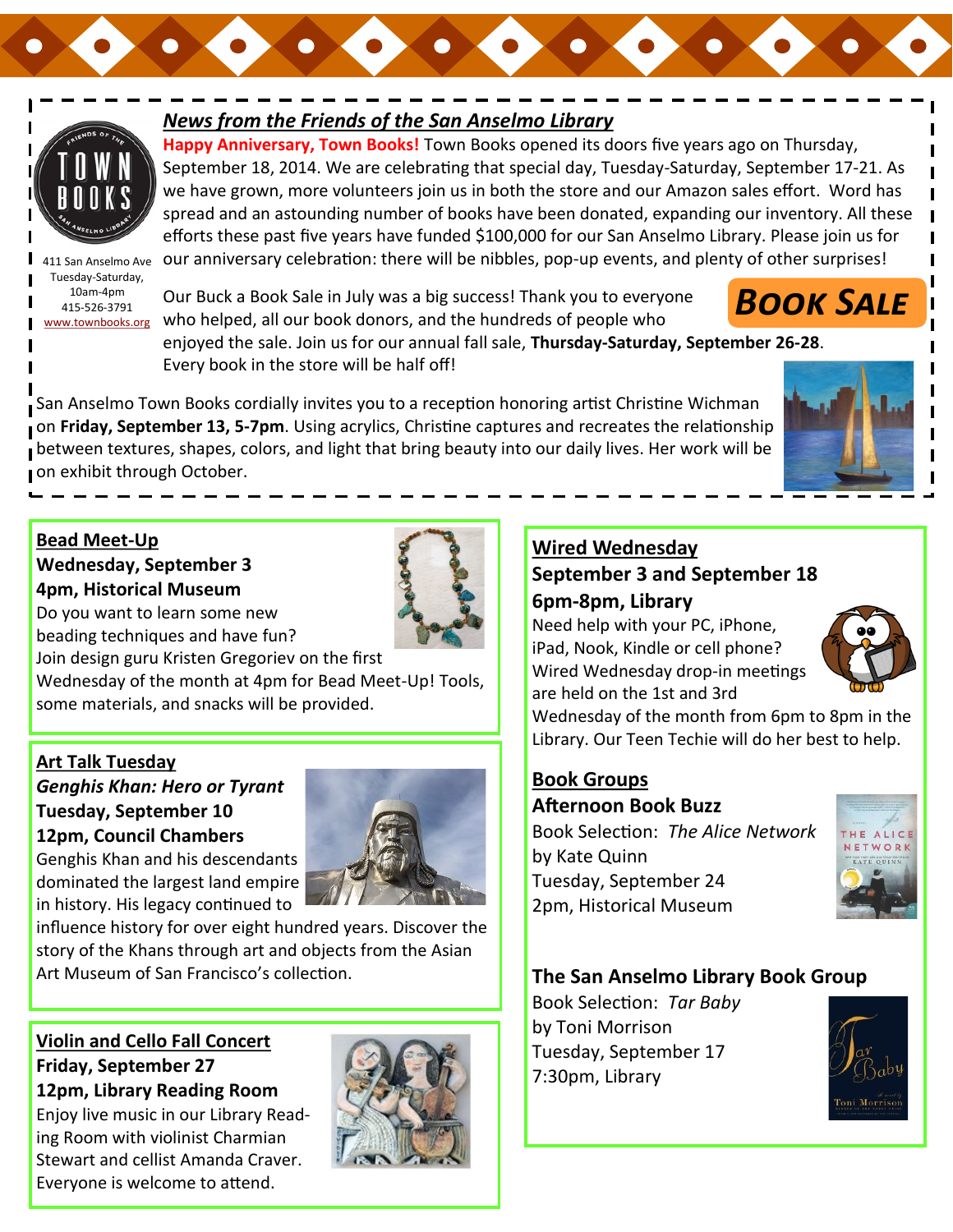## News from the Friends of the San Anselmo Library

411 San Anselmo Ave
Tuesday-Saturday, 10am-4pm
415-526-3791
www.townbooks.org

**Happy Anniversary, Town Books!** Town Books opened its doors five years ago on Thursday, September 18, 2014. We are celebrating that special day, Tuesday-Saturday, September 17-21. As we have grown, more volunteers join us in both the store and our Amazon sales effort. Word has spread and an astounding number of books have been donated, expanding our inventory. All these efforts these past five years have funded $100,000 for our San Anselmo Library. Please join us for our anniversary celebration: there will be nibbles, pop-up events, and plenty of other surprises!

**BOOK SALE**

Our Buck a Book Sale in July was a big success! Thank you to everyone who helped, all our book donors, and the hundreds of people who enjoyed the sale. Join us for our annual fall sale, **Thursday-Saturday, September 26-28**. Every book in the store will be half off!

San Anselmo Town Books cordially invites you to a reception honoring artist Christine Wichman on **Friday, September 13, 5-7pm**. Using acrylics, Christine captures and recreates the relationship between textures, shapes, colors, and light that bring beauty into our daily lives. Her work will be on exhibit through October.

### Bead Meet-Up

**Wednesday, September 3**
**4pm, Historical Museum**

Do you want to learn some new beading techniques and have fun? Join design guru Kristen Gregoriev on the first Wednesday of the month at 4pm for Bead Meet-Up! Tools, some materials, and snacks will be provided.

### Art Talk Tuesday

***Genghis Khan: Hero or Tyrant***
**Tuesday, September 10**
**12pm, Council Chambers**

Genghis Khan and his descendants dominated the largest land empire in history. His legacy continued to influence history for over eight hundred years. Discover the story of the Khans through art and objects from the Asian Art Museum of San Francisco's collection.

### Violin and Cello Fall Concert

**Friday, September 27**
**12pm, Library Reading Room**

Enjoy live music in our Library Reading Room with violinist Charmian Stewart and cellist Amanda Craver. Everyone is welcome to attend.

### Wired Wednesday

**September 3 and September 18**
**6pm-8pm, Library**

Need help with your PC, iPhone, iPad, Nook, Kindle or cell phone? Wired Wednesday drop-in meetings are held on the 1st and 3rd Wednesday of the month from 6pm to 8pm in the Library. Our Teen Techie will do her best to help.

### Book Groups

**Afternoon Book Buzz**

Book Selection: *The Alice Network*
by Kate Quinn
Tuesday, September 24
2pm, Historical Museum

**The San Anselmo Library Book Group**

Book Selection: *Tar Baby*
by Toni Morrison
Tuesday, September 17
7:30pm, Library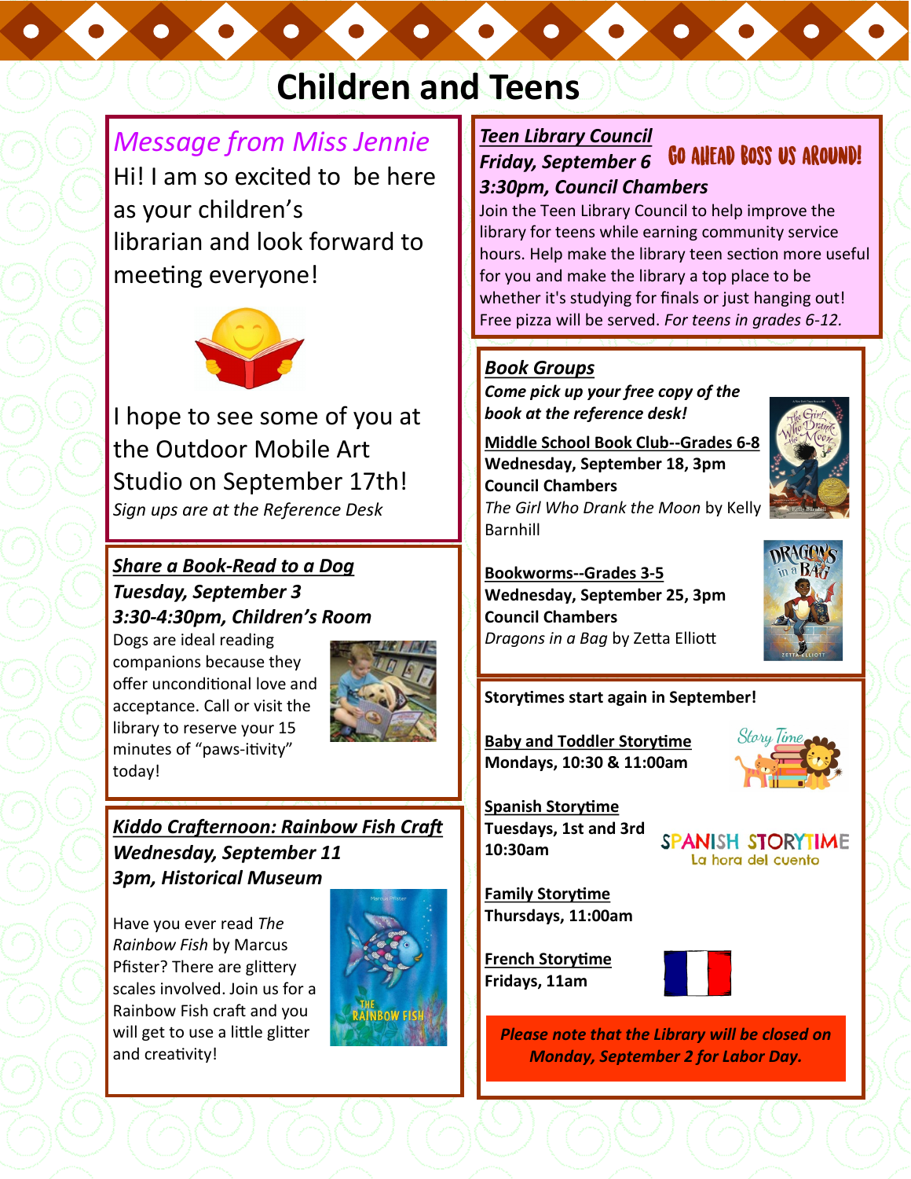# Children and Teens

## Message from Miss Jennie

Hi! I am so excited to be here as your children's librarian and look forward to meeting everyone!

I hope to see some of you at the Outdoor Mobile Art Studio on September 17th!

*Sign ups are at the Reference Desk*

## Share a Book-Read to a Dog

***Tuesday, September 3***
***3:30-4:30pm, Children's Room***

Dogs are ideal reading companions because they offer unconditional love and acceptance. Call or visit the library to reserve your 15 minutes of "paws-itivity" today!

## Kiddo Crafternoon: Rainbow Fish Craft

***Wednesday, September 11***
***3pm, Historical Museum***

Have you ever read *The Rainbow Fish* by Marcus Pfister? There are glittery scales involved. Join us for a Rainbow Fish craft and you will get to use a little glitter and creativity!

## Teen Library Council

***Friday, September 6***
***3:30pm, Council Chambers***

**GO AHEAD BOSS US AROUND!**

Join the Teen Library Council to help improve the library for teens while earning community service hours. Help make the library teen section more useful for you and make the library a top place to be whether it's studying for finals or just hanging out! Free pizza will be served. *For teens in grades 6-12.*

## Book Groups

***Come pick up your free copy of the book at the reference desk!***

**Middle School Book Club--Grades 6-8**
**Wednesday, September 18, 3pm**
**Council Chambers**
*The Girl Who Drank the Moon* by Kelly Barnhill

**Bookworms--Grades 3-5**
**Wednesday, September 25, 3pm**
**Council Chambers**
*Dragons in a Bag* by Zetta Elliott

**Storytimes start again in September!**

**Baby and Toddler Storytime**
**Mondays, 10:30 & 11:00am**

**Spanish Storytime**
**Tuesdays, 1st and 3rd**
**10:30am**

**Family Storytime**
**Thursdays, 11:00am**

**French Storytime**
**Fridays, 11am**

***Please note that the Library will be closed on Monday, September 2 for Labor Day.***